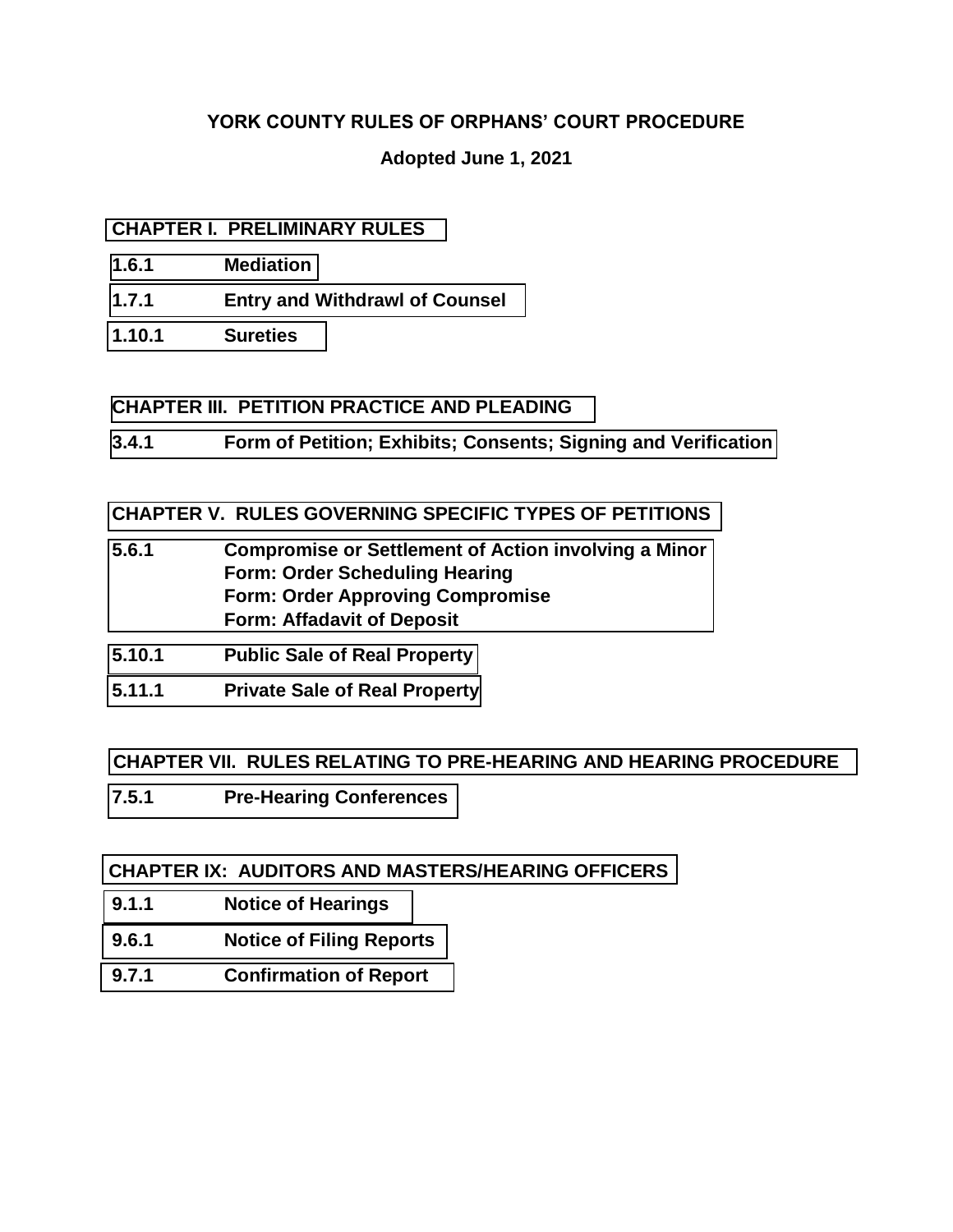# YORK COUNTY RULES OF ORPHANS' COURT PROCEDURE

**Adopted June 1, 2021**

## CHAPTER I. PRELIMINARY RULES

**1.6.1 Mediation**

**1.7.1 Entry and Withdrawl of Counsel**

**1.10.1 Sureties**

## CHAPTER III. PETITION PRACTICE AND PLEADING

**3.4.1 Form of Petition; Exhibits; Consents; Signing and Verification**

## CHAPTER V. RULES GOVERNING SPECIFIC TYPES OF PETITIONS

**5.6.1 Compromise or Settlement of Action involving a Minor**
**Form: Order Scheduling Hearing**
**Form: Order Approving Compromise**
**Form: Affadavit of Deposit**

**5.10.1 Public Sale of Real Property**

**5.11.1 Private Sale of Real Property**

## CHAPTER VII. RULES RELATING TO PRE-HEARING AND HEARING PROCEDURE

**7.5.1 Pre-Hearing Conferences**

## CHAPTER IX: AUDITORS AND MASTERS/HEARING OFFICERS

**9.1.1 Notice of Hearings**

**9.6.1 Notice of Filing Reports**

**9.7.1 Confirmation of Report**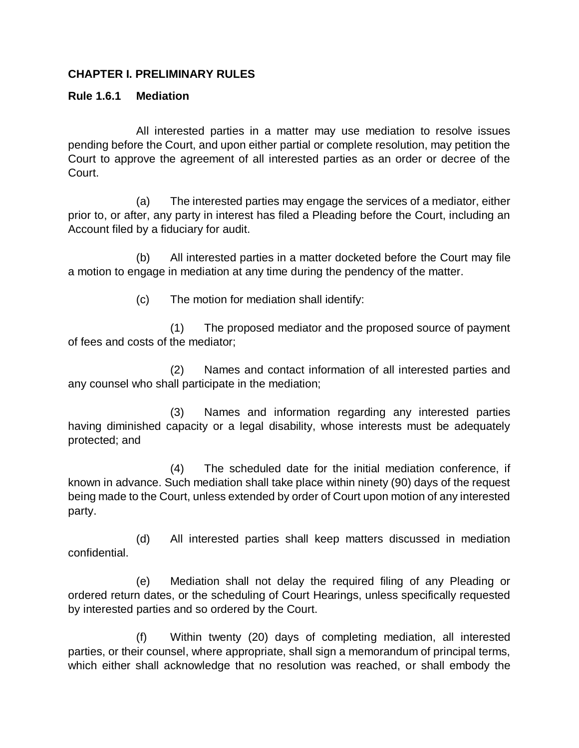**CHAPTER I. PRELIMINARY RULES**

**Rule 1.6.1 Mediation**

All interested parties in a matter may use mediation to resolve issues pending before the Court, and upon either partial or complete resolution, may petition the Court to approve the agreement of all interested parties as an order or decree of the Court.

(a) The interested parties may engage the services of a mediator, either prior to, or after, any party in interest has filed a Pleading before the Court, including an Account filed by a fiduciary for audit.

(b) All interested parties in a matter docketed before the Court may file a motion to engage in mediation at any time during the pendency of the matter.

(c) The motion for mediation shall identify:

(1) The proposed mediator and the proposed source of payment of fees and costs of the mediator;

(2) Names and contact information of all interested parties and any counsel who shall participate in the mediation;

(3) Names and information regarding any interested parties having diminished capacity or a legal disability, whose interests must be adequately protected; and

(4) The scheduled date for the initial mediation conference, if known in advance. Such mediation shall take place within ninety (90) days of the request being made to the Court, unless extended by order of Court upon motion of any interested party.

(d) All interested parties shall keep matters discussed in mediation confidential.

(e) Mediation shall not delay the required filing of any Pleading or ordered return dates, or the scheduling of Court Hearings, unless specifically requested by interested parties and so ordered by the Court.

(f) Within twenty (20) days of completing mediation, all interested parties, or their counsel, where appropriate, shall sign a memorandum of principal terms, which either shall acknowledge that no resolution was reached, or shall embody the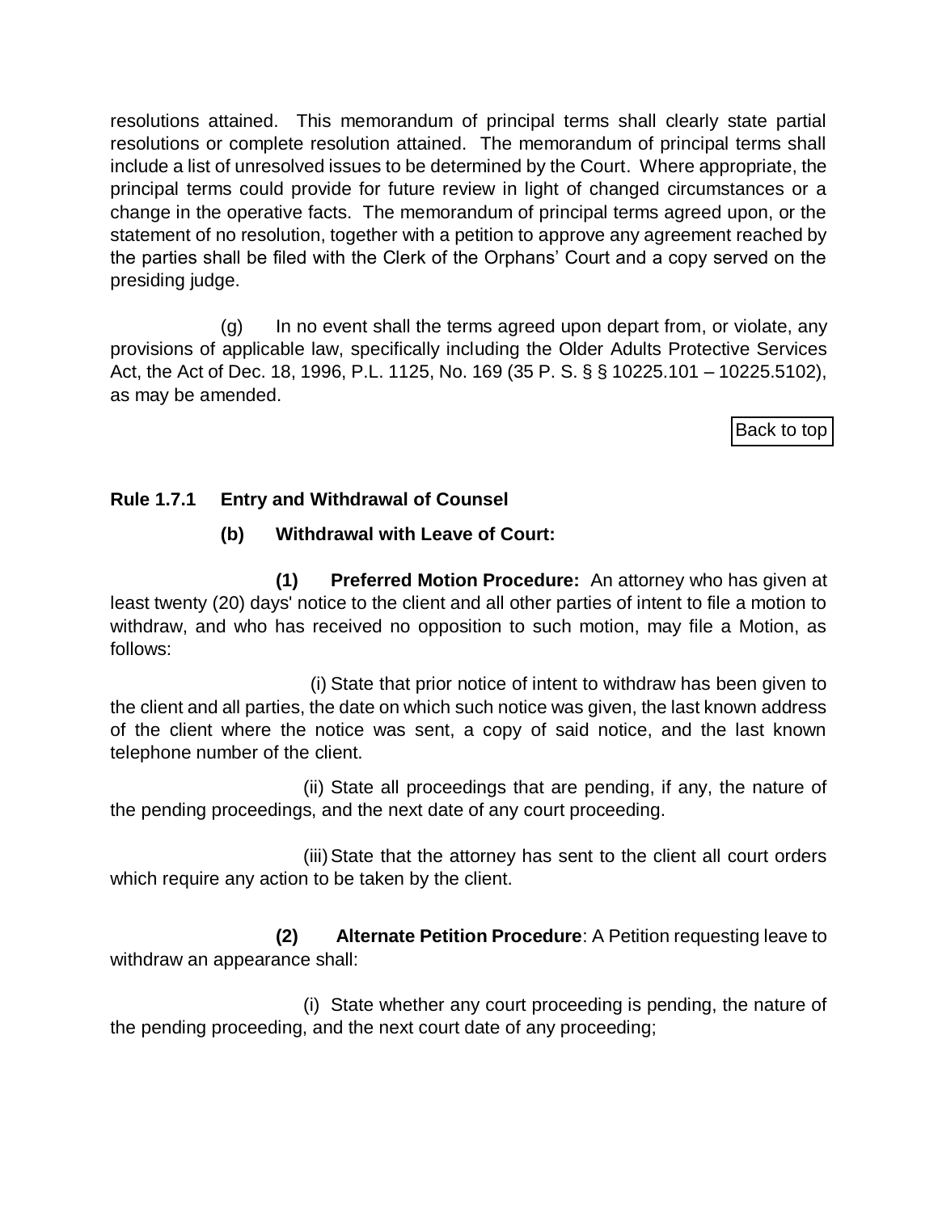resolutions attained. This memorandum of principal terms shall clearly state partial resolutions or complete resolution attained. The memorandum of principal terms shall include a list of unresolved issues to be determined by the Court. Where appropriate, the principal terms could provide for future review in light of changed circumstances or a change in the operative facts. The memorandum of principal terms agreed upon, or the statement of no resolution, together with a petition to approve any agreement reached by the parties shall be filed with the Clerk of the Orphans' Court and a copy served on the presiding judge.

(g) In no event shall the terms agreed upon depart from, or violate, any provisions of applicable law, specifically including the Older Adults Protective Services Act, the Act of Dec. 18, 1996, P.L. 1125, No. 169 (35 P. S. § § 10225.101 – 10225.5102), as may be amended.

Back to top

**Rule 1.7.1 Entry and Withdrawal of Counsel**

**(b) Withdrawal with Leave of Court:**

**(1) Preferred Motion Procedure:** An attorney who has given at least twenty (20) days' notice to the client and all other parties of intent to file a motion to withdraw, and who has received no opposition to such motion, may file a Motion, as follows:

(i) State that prior notice of intent to withdraw has been given to the client and all parties, the date on which such notice was given, the last known address of the client where the notice was sent, a copy of said notice, and the last known telephone number of the client.

(ii) State all proceedings that are pending, if any, the nature of the pending proceedings, and the next date of any court proceeding.

(iii) State that the attorney has sent to the client all court orders which require any action to be taken by the client.

**(2) Alternate Petition Procedure**: A Petition requesting leave to withdraw an appearance shall:

(i) State whether any court proceeding is pending, the nature of the pending proceeding, and the next court date of any proceeding;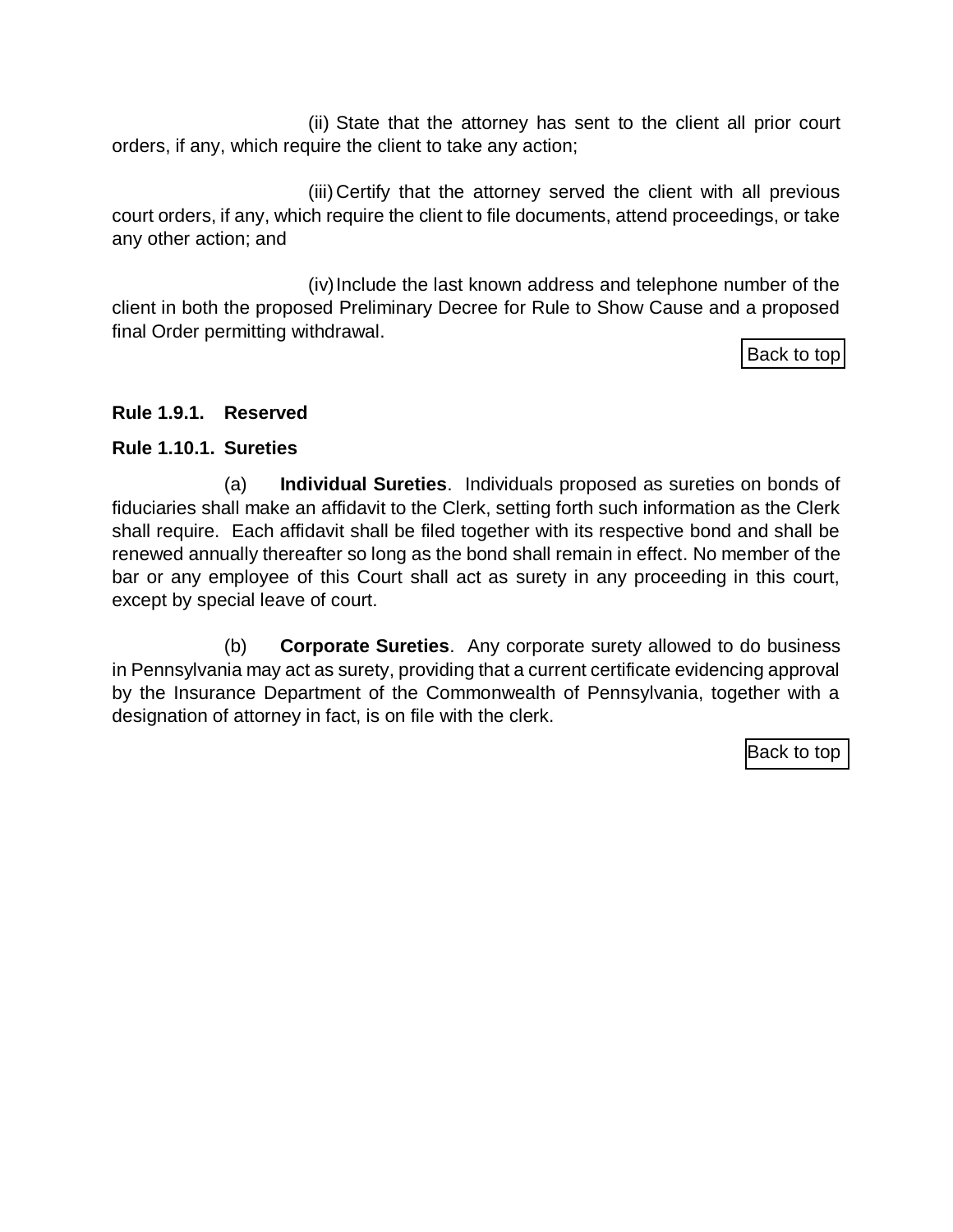(ii) State that the attorney has sent to the client all prior court orders, if any, which require the client to take any action;

(iii) Certify that the attorney served the client with all previous court orders, if any, which require the client to file documents, attend proceedings, or take any other action; and

(iv) Include the last known address and telephone number of the client in both the proposed Preliminary Decree for Rule to Show Cause and a proposed final Order permitting withdrawal.

Back to top

**Rule 1.9.1. Reserved**

**Rule 1.10.1. Sureties**

(a) **Individual Sureties**. Individuals proposed as sureties on bonds of fiduciaries shall make an affidavit to the Clerk, setting forth such information as the Clerk shall require. Each affidavit shall be filed together with its respective bond and shall be renewed annually thereafter so long as the bond shall remain in effect. No member of the bar or any employee of this Court shall act as surety in any proceeding in this court, except by special leave of court.

(b) **Corporate Sureties**. Any corporate surety allowed to do business in Pennsylvania may act as surety, providing that a current certificate evidencing approval by the Insurance Department of the Commonwealth of Pennsylvania, together with a designation of attorney in fact, is on file with the clerk.

Back to top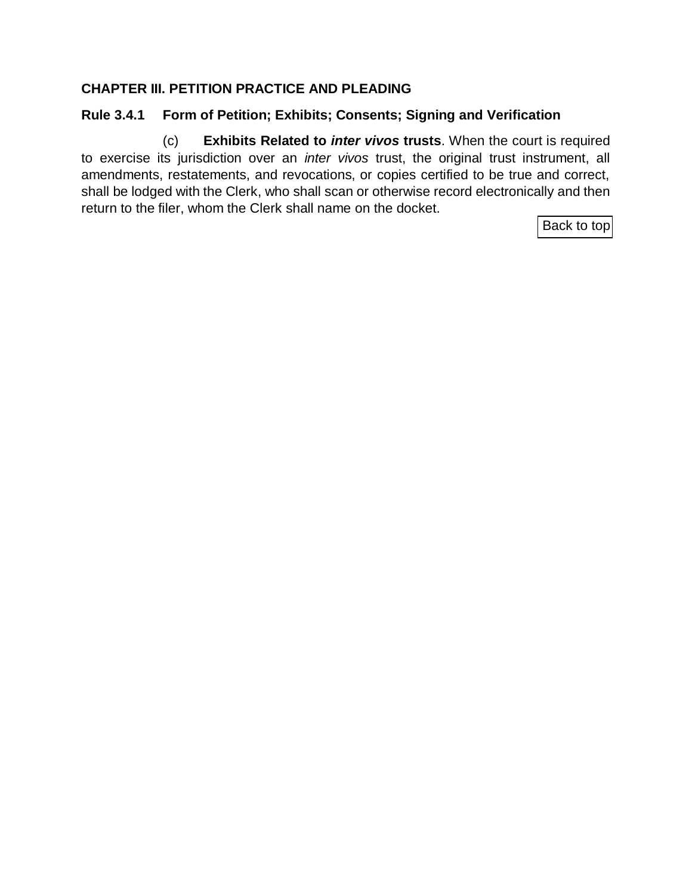## CHAPTER III. PETITION PRACTICE AND PLEADING

### Rule 3.4.1 Form of Petition; Exhibits; Consents; Signing and Verification

(c) **Exhibits Related to *inter vivos* trusts**. When the court is required to exercise its jurisdiction over an *inter vivos* trust, the original trust instrument, all amendments, restatements, and revocations, or copies certified to be true and correct, shall be lodged with the Clerk, who shall scan or otherwise record electronically and then return to the filer, whom the Clerk shall name on the docket.

Back to top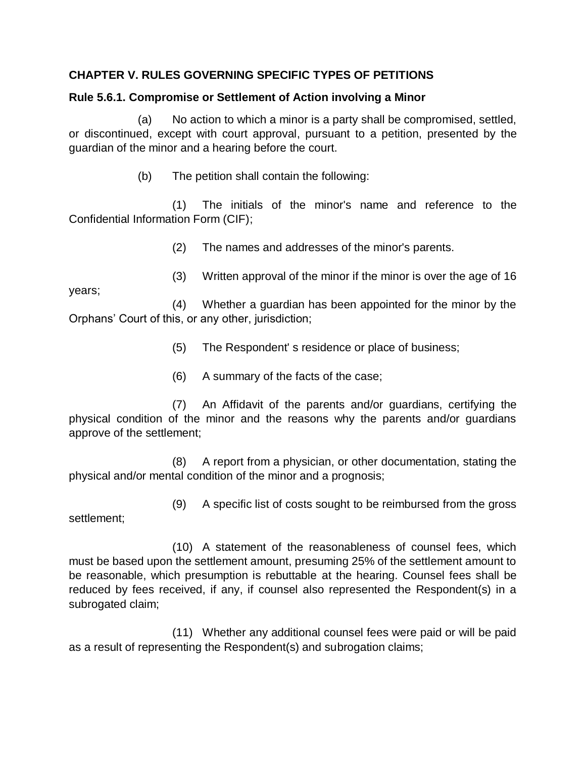**CHAPTER V. RULES GOVERNING SPECIFIC TYPES OF PETITIONS**

**Rule 5.6.1. Compromise or Settlement of Action involving a Minor**

(a) No action to which a minor is a party shall be compromised, settled, or discontinued, except with court approval, pursuant to a petition, presented by the guardian of the minor and a hearing before the court.

(b) The petition shall contain the following:

(1) The initials of the minor's name and reference to the Confidential Information Form (CIF);

(2) The names and addresses of the minor's parents.

(3) Written approval of the minor if the minor is over the age of 16 years;

(4) Whether a guardian has been appointed for the minor by the Orphans' Court of this, or any other, jurisdiction;

(5) The Respondent' s residence or place of business;

(6) A summary of the facts of the case;

(7) An Affidavit of the parents and/or guardians, certifying the physical condition of the minor and the reasons why the parents and/or guardians approve of the settlement;

(8) A report from a physician, or other documentation, stating the physical and/or mental condition of the minor and a prognosis;

(9) A specific list of costs sought to be reimbursed from the gross settlement;

(10) A statement of the reasonableness of counsel fees, which must be based upon the settlement amount, presuming 25% of the settlement amount to be reasonable, which presumption is rebuttable at the hearing. Counsel fees shall be reduced by fees received, if any, if counsel also represented the Respondent(s) in a subrogated claim;

(11) Whether any additional counsel fees were paid or will be paid as a result of representing the Respondent(s) and subrogation claims;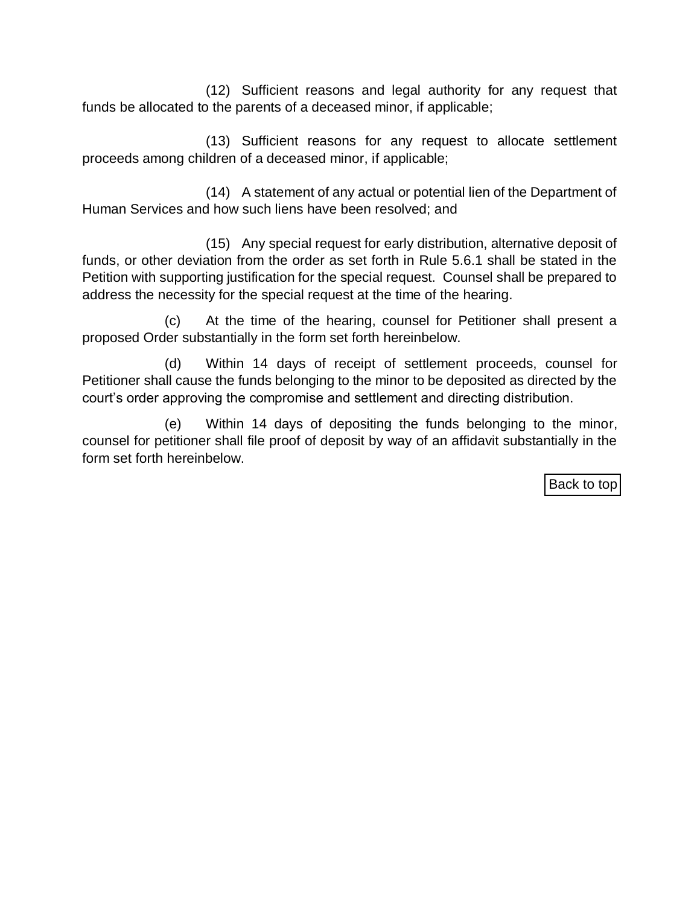(12) Sufficient reasons and legal authority for any request that funds be allocated to the parents of a deceased minor, if applicable;

(13) Sufficient reasons for any request to allocate settlement proceeds among children of a deceased minor, if applicable;

(14) A statement of any actual or potential lien of the Department of Human Services and how such liens have been resolved; and

(15) Any special request for early distribution, alternative deposit of funds, or other deviation from the order as set forth in Rule 5.6.1 shall be stated in the Petition with supporting justification for the special request. Counsel shall be prepared to address the necessity for the special request at the time of the hearing.

(c) At the time of the hearing, counsel for Petitioner shall present a proposed Order substantially in the form set forth hereinbelow.

(d) Within 14 days of receipt of settlement proceeds, counsel for Petitioner shall cause the funds belonging to the minor to be deposited as directed by the court's order approving the compromise and settlement and directing distribution.

(e) Within 14 days of depositing the funds belonging to the minor, counsel for petitioner shall file proof of deposit by way of an affidavit substantially in the form set forth hereinbelow.

Back to top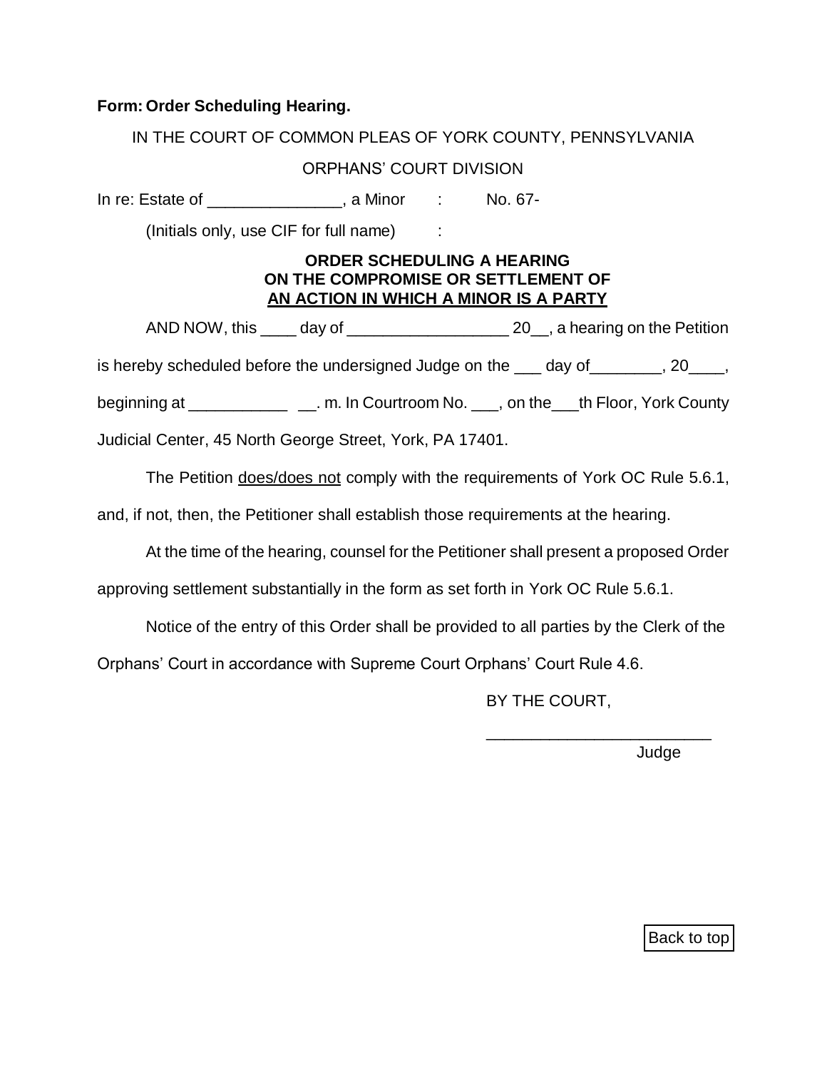**Form: Order Scheduling Hearing.**

IN THE COURT OF COMMON PLEAS OF YORK COUNTY, PENNSYLVANIA

ORPHANS' COURT DIVISION

In re: Estate of _______________, a Minor : No. 67-

(Initials only, use CIF for full name) :

**ORDER SCHEDULING A HEARING ON THE COMPROMISE OR SETTLEMENT OF AN ACTION IN WHICH A MINOR IS A PARTY**

AND NOW, this ____ day of __________________ 20__, a hearing on the Petition is hereby scheduled before the undersigned Judge on the ___ day of________, 20____, beginning at ___________ __. m. In Courtroom No. ___, on the___th Floor, York County Judicial Center, 45 North George Street, York, PA 17401.

The Petition does/does not comply with the requirements of York OC Rule 5.6.1, and, if not, then, the Petitioner shall establish those requirements at the hearing.

At the time of the hearing, counsel for the Petitioner shall present a proposed Order approving settlement substantially in the form as set forth in York OC Rule 5.6.1.

Notice of the entry of this Order shall be provided to all parties by the Clerk of the Orphans' Court in accordance with Supreme Court Orphans' Court Rule 4.6.

BY THE COURT,

_________________________

Judge

Back to top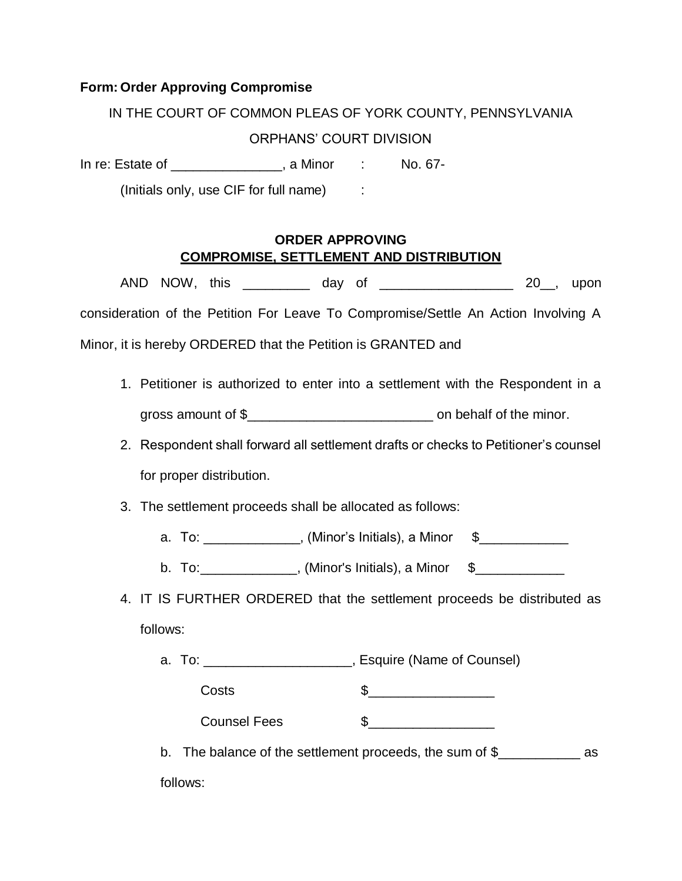**Form: Order Approving Compromise**

IN THE COURT OF COMMON PLEAS OF YORK COUNTY, PENNSYLVANIA

ORPHANS' COURT DIVISION

In re: Estate of _______________, a Minor : No. 67-

(Initials only, use CIF for full name) :

**ORDER APPROVING**
**COMPROMISE, SETTLEMENT AND DISTRIBUTION**

AND NOW, this _________ day of __________________ 20__, upon consideration of the Petition For Leave To Compromise/Settle An Action Involving A Minor, it is hereby ORDERED that the Petition is GRANTED and

1. Petitioner is authorized to enter into a settlement with the Respondent in a gross amount of $_________________________ on behalf of the minor.
2. Respondent shall forward all settlement drafts or checks to Petitioner's counsel for proper distribution.
3. The settlement proceeds shall be allocated as follows:
   a. To: _____________, (Minor's Initials), a Minor $____________
   b. To:_____________, (Minor's Initials), a Minor $____________
4. IT IS FURTHER ORDERED that the settlement proceeds be distributed as follows:
   a. To: ____________________, Esquire (Name of Counsel)

      Costs $_________________

      Counsel Fees $_________________

   b. The balance of the settlement proceeds, the sum of $___________ as follows: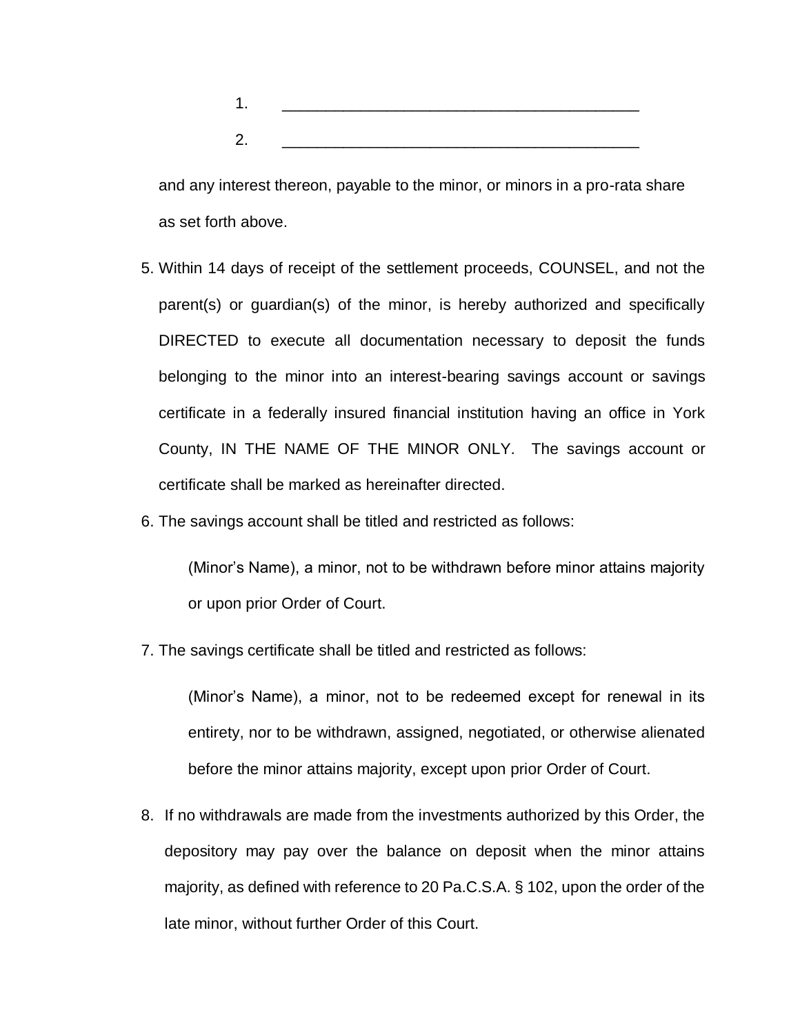1. ________________________________________

2. ________________________________________

and any interest thereon, payable to the minor, or minors in a pro-rata share as set forth above.

5. Within 14 days of receipt of the settlement proceeds, COUNSEL, and not the parent(s) or guardian(s) of the minor, is hereby authorized and specifically DIRECTED to execute all documentation necessary to deposit the funds belonging to the minor into an interest-bearing savings account or savings certificate in a federally insured financial institution having an office in York County, IN THE NAME OF THE MINOR ONLY. The savings account or certificate shall be marked as hereinafter directed.

6. The savings account shall be titled and restricted as follows:

   (Minor's Name), a minor, not to be withdrawn before minor attains majority or upon prior Order of Court.

7. The savings certificate shall be titled and restricted as follows:

   (Minor's Name), a minor, not to be redeemed except for renewal in its entirety, nor to be withdrawn, assigned, negotiated, or otherwise alienated before the minor attains majority, except upon prior Order of Court.

8. If no withdrawals are made from the investments authorized by this Order, the depository may pay over the balance on deposit when the minor attains majority, as defined with reference to 20 Pa.C.S.A. § 102, upon the order of the late minor, without further Order of this Court.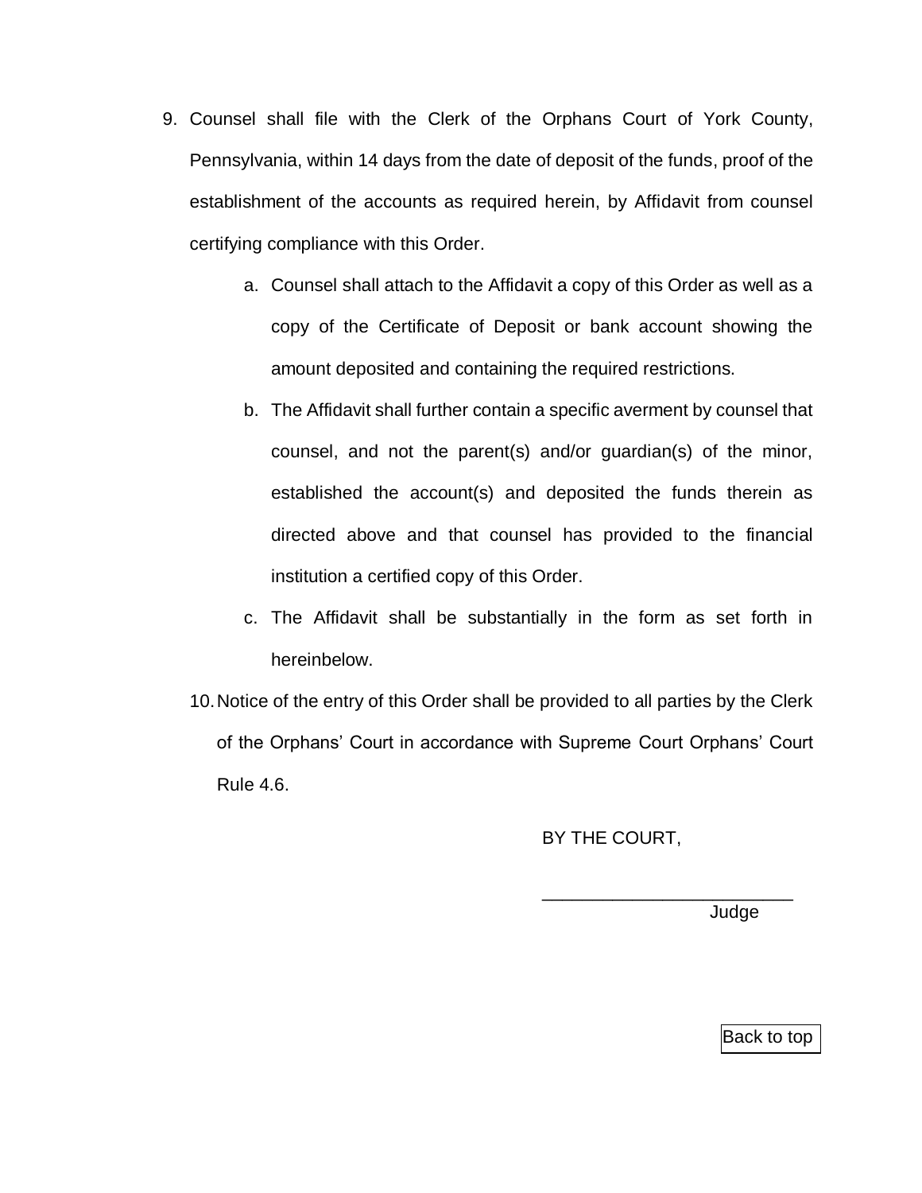9. Counsel shall file with the Clerk of the Orphans Court of York County, Pennsylvania, within 14 days from the date of deposit of the funds, proof of the establishment of the accounts as required herein, by Affidavit from counsel certifying compliance with this Order.
   a. Counsel shall attach to the Affidavit a copy of this Order as well as a copy of the Certificate of Deposit or bank account showing the amount deposited and containing the required restrictions.
   b. The Affidavit shall further contain a specific averment by counsel that counsel, and not the parent(s) and/or guardian(s) of the minor, established the account(s) and deposited the funds therein as directed above and that counsel has provided to the financial institution a certified copy of this Order.
   c. The Affidavit shall be substantially in the form as set forth in hereinbelow.
10. Notice of the entry of this Order shall be provided to all parties by the Clerk of the Orphans' Court in accordance with Supreme Court Orphans' Court Rule 4.6.

BY THE COURT,

\_\_\_\_\_\_\_\_\_\_\_\_\_\_\_\_\_\_\_\_\_\_\_\_\_

Judge

Back to top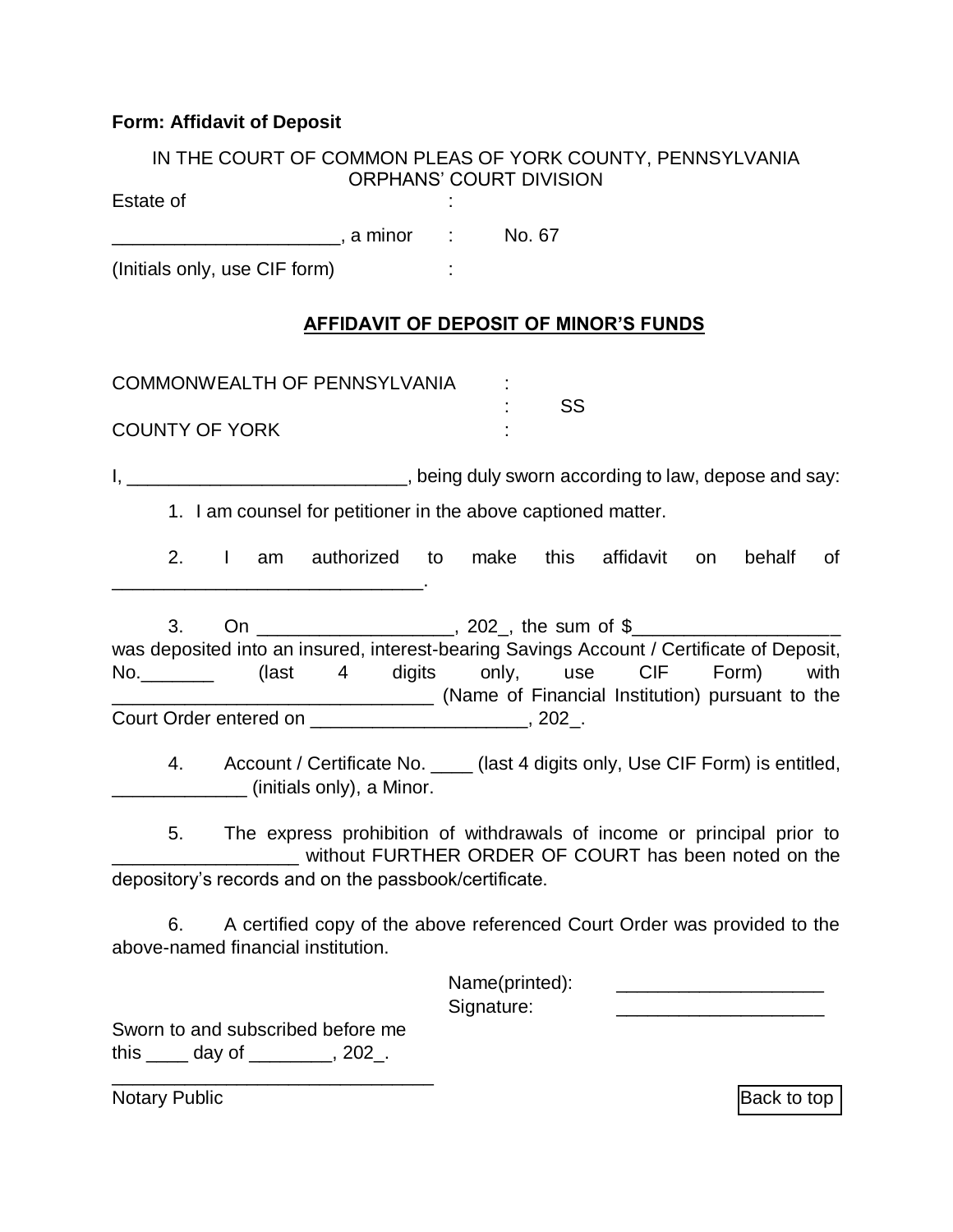**Form: Affidavit of Deposit**

IN THE COURT OF COMMON PLEAS OF YORK COUNTY, PENNSYLVANIA
ORPHANS' COURT DIVISION

Estate of :

______________________, a minor : No. 67

(Initials only, use CIF form) :

## AFFIDAVIT OF DEPOSIT OF MINOR'S FUNDS

COMMONWEALTH OF PENNSYLVANIA :
: SS
COUNTY OF YORK :

I, ___________________________, being duly sworn according to law, depose and say:

1. I am counsel for petitioner in the above captioned matter.

2. I am authorized to make this affidavit on behalf of ______________________________.

3. On ___________________, 202_, the sum of $____________________ was deposited into an insured, interest-bearing Savings Account / Certificate of Deposit, No._______ (last 4 digits only, use CIF Form) with _______________________________ (Name of Financial Institution) pursuant to the Court Order entered on _____________________, 202_.

4. Account / Certificate No. ____ (last 4 digits only, Use CIF Form) is entitled, _____________ (initials only), a Minor.

5. The express prohibition of withdrawals of income or principal prior to __________________ without FURTHER ORDER OF COURT has been noted on the depository's records and on the passbook/certificate.

6. A certified copy of the above referenced Court Order was provided to the above-named financial institution.

Name(printed): ____________________
Signature: ____________________

Sworn to and subscribed before me
this ____ day of ________, 202_.

_______________________________
Notary Public

Back to top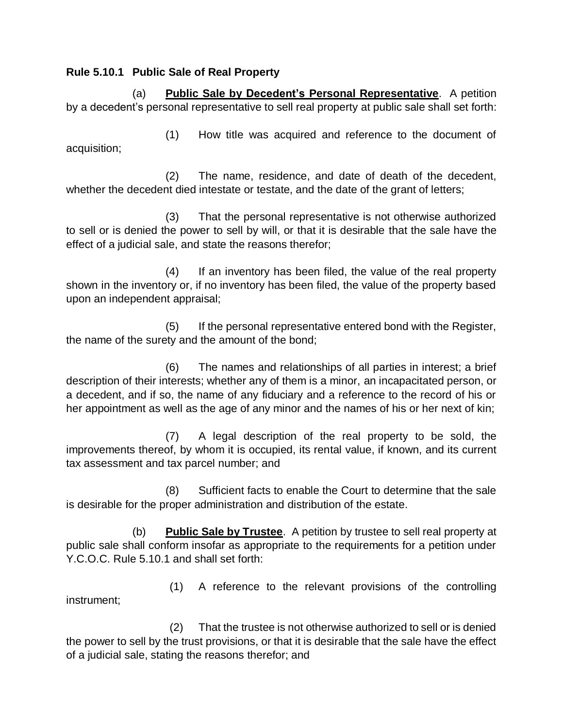**Rule 5.10.1 Public Sale of Real Property**

(a) **Public Sale by Decedent's Personal Representative**. A petition by a decedent's personal representative to sell real property at public sale shall set forth:

(1) How title was acquired and reference to the document of acquisition;

(2) The name, residence, and date of death of the decedent, whether the decedent died intestate or testate, and the date of the grant of letters;

(3) That the personal representative is not otherwise authorized to sell or is denied the power to sell by will, or that it is desirable that the sale have the effect of a judicial sale, and state the reasons therefor;

(4) If an inventory has been filed, the value of the real property shown in the inventory or, if no inventory has been filed, the value of the property based upon an independent appraisal;

(5) If the personal representative entered bond with the Register, the name of the surety and the amount of the bond;

(6) The names and relationships of all parties in interest; a brief description of their interests; whether any of them is a minor, an incapacitated person, or a decedent, and if so, the name of any fiduciary and a reference to the record of his or her appointment as well as the age of any minor and the names of his or her next of kin;

(7) A legal description of the real property to be sold, the improvements thereof, by whom it is occupied, its rental value, if known, and its current tax assessment and tax parcel number; and

(8) Sufficient facts to enable the Court to determine that the sale is desirable for the proper administration and distribution of the estate.

(b) **Public Sale by Trustee**. A petition by trustee to sell real property at public sale shall conform insofar as appropriate to the requirements for a petition under Y.C.O.C. Rule 5.10.1 and shall set forth:

(1) A reference to the relevant provisions of the controlling instrument;

(2) That the trustee is not otherwise authorized to sell or is denied the power to sell by the trust provisions, or that it is desirable that the sale have the effect of a judicial sale, stating the reasons therefor; and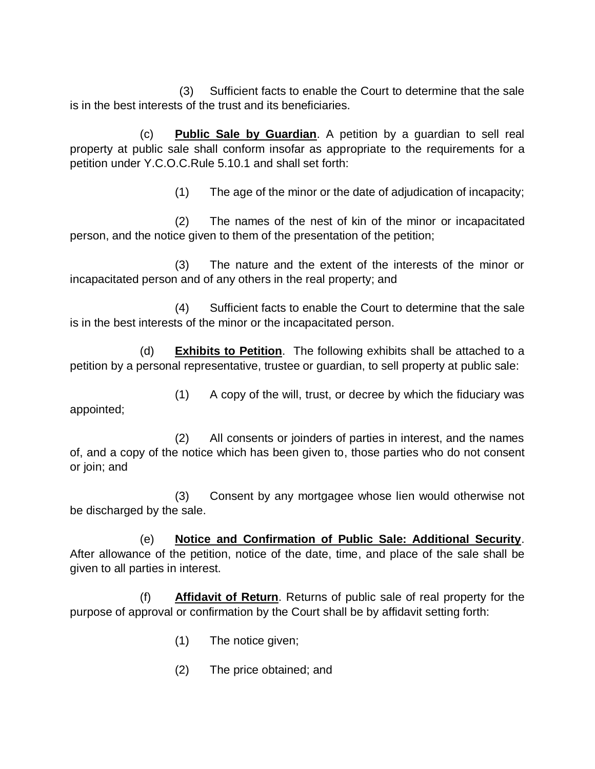(3) Sufficient facts to enable the Court to determine that the sale is in the best interests of the trust and its beneficiaries.

(c) **Public Sale by Guardian**. A petition by a guardian to sell real property at public sale shall conform insofar as appropriate to the requirements for a petition under Y.C.O.C.Rule 5.10.1 and shall set forth:

(1) The age of the minor or the date of adjudication of incapacity;

(2) The names of the nest of kin of the minor or incapacitated person, and the notice given to them of the presentation of the petition;

(3) The nature and the extent of the interests of the minor or incapacitated person and of any others in the real property; and

(4) Sufficient facts to enable the Court to determine that the sale is in the best interests of the minor or the incapacitated person.

(d) **Exhibits to Petition**. The following exhibits shall be attached to a petition by a personal representative, trustee or guardian, to sell property at public sale:

(1) A copy of the will, trust, or decree by which the fiduciary was appointed;

(2) All consents or joinders of parties in interest, and the names of, and a copy of the notice which has been given to, those parties who do not consent or join; and

(3) Consent by any mortgagee whose lien would otherwise not be discharged by the sale.

(e) **Notice and Confirmation of Public Sale: Additional Security**. After allowance of the petition, notice of the date, time, and place of the sale shall be given to all parties in interest.

(f) **Affidavit of Return**. Returns of public sale of real property for the purpose of approval or confirmation by the Court shall be by affidavit setting forth:

(1) The notice given;

(2) The price obtained; and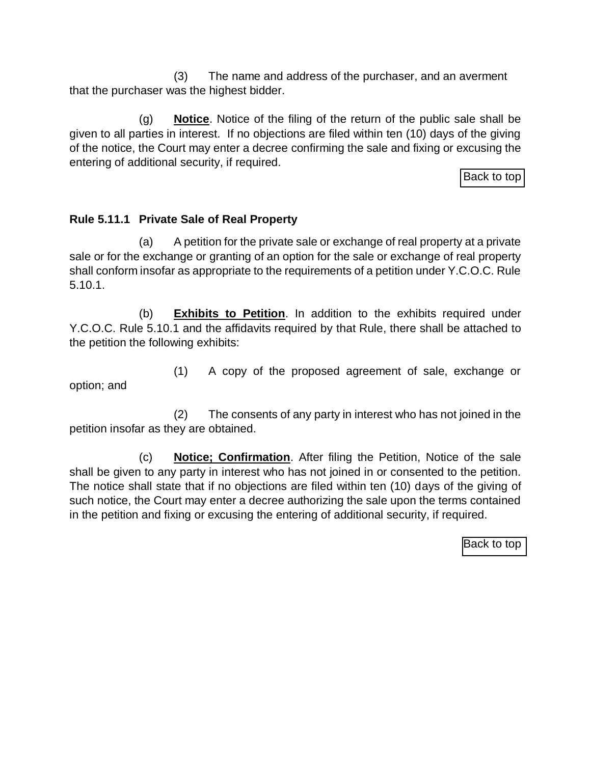(3) The name and address of the purchaser, and an averment that the purchaser was the highest bidder.

(g) **Notice**. Notice of the filing of the return of the public sale shall be given to all parties in interest. If no objections are filed within ten (10) days of the giving of the notice, the Court may enter a decree confirming the sale and fixing or excusing the entering of additional security, if required.

Back to top

### Rule 5.11.1 Private Sale of Real Property

(a) A petition for the private sale or exchange of real property at a private sale or for the exchange or granting of an option for the sale or exchange of real property shall conform insofar as appropriate to the requirements of a petition under Y.C.O.C. Rule 5.10.1.

(b) **Exhibits to Petition**. In addition to the exhibits required under Y.C.O.C. Rule 5.10.1 and the affidavits required by that Rule, there shall be attached to the petition the following exhibits:

(1) A copy of the proposed agreement of sale, exchange or option; and

(2) The consents of any party in interest who has not joined in the petition insofar as they are obtained.

(c) **Notice; Confirmation**. After filing the Petition, Notice of the sale shall be given to any party in interest who has not joined in or consented to the petition. The notice shall state that if no objections are filed within ten (10) days of the giving of such notice, the Court may enter a decree authorizing the sale upon the terms contained in the petition and fixing or excusing the entering of additional security, if required.

Back to top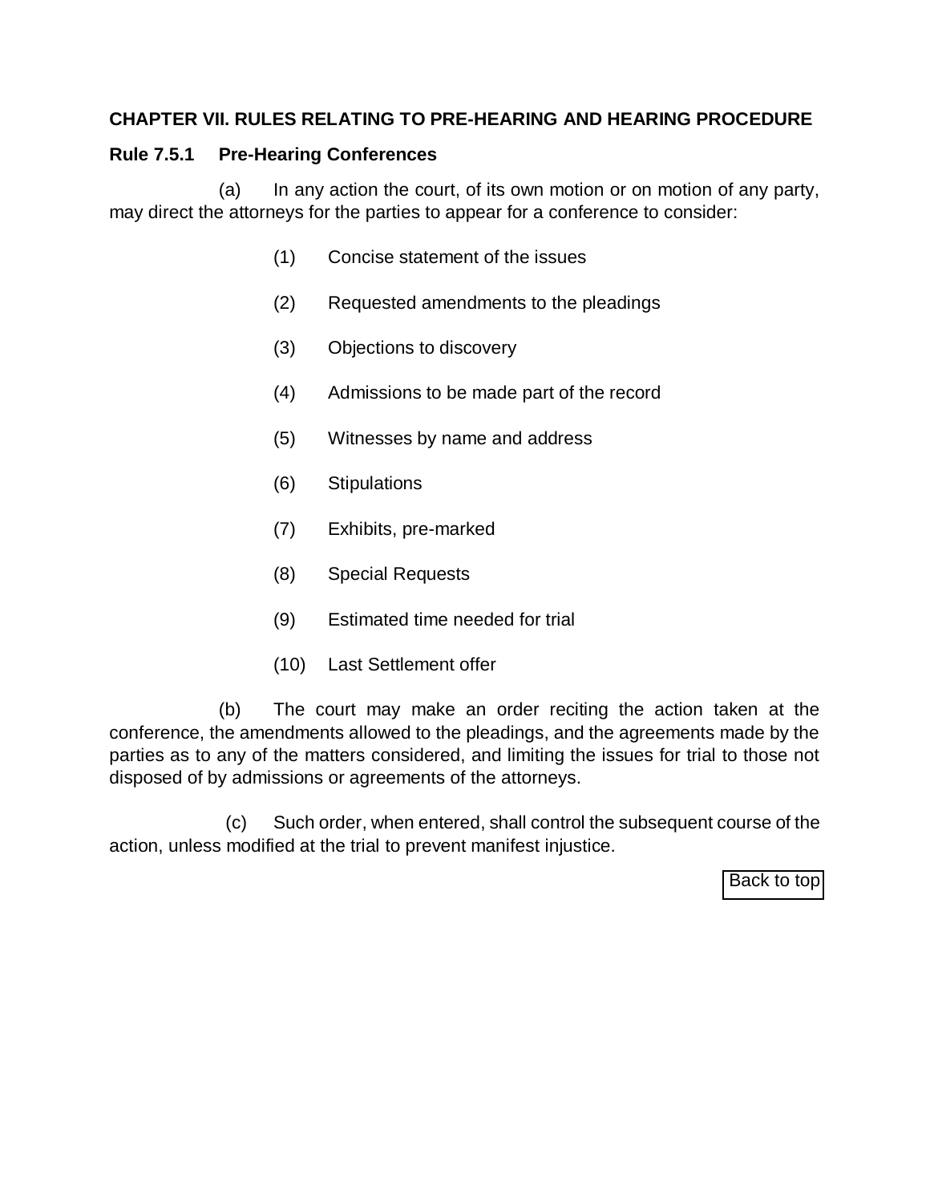## CHAPTER VII. RULES RELATING TO PRE-HEARING AND HEARING PROCEDURE

### Rule 7.5.1 Pre-Hearing Conferences

(a) In any action the court, of its own motion or on motion of any party, may direct the attorneys for the parties to appear for a conference to consider:

(1) Concise statement of the issues

(2) Requested amendments to the pleadings

(3) Objections to discovery

(4) Admissions to be made part of the record

(5) Witnesses by name and address

(6) Stipulations

(7) Exhibits, pre-marked

(8) Special Requests

(9) Estimated time needed for trial

(10) Last Settlement offer

(b) The court may make an order reciting the action taken at the conference, the amendments allowed to the pleadings, and the agreements made by the parties as to any of the matters considered, and limiting the issues for trial to those not disposed of by admissions or agreements of the attorneys.

(c) Such order, when entered, shall control the subsequent course of the action, unless modified at the trial to prevent manifest injustice.

Back to top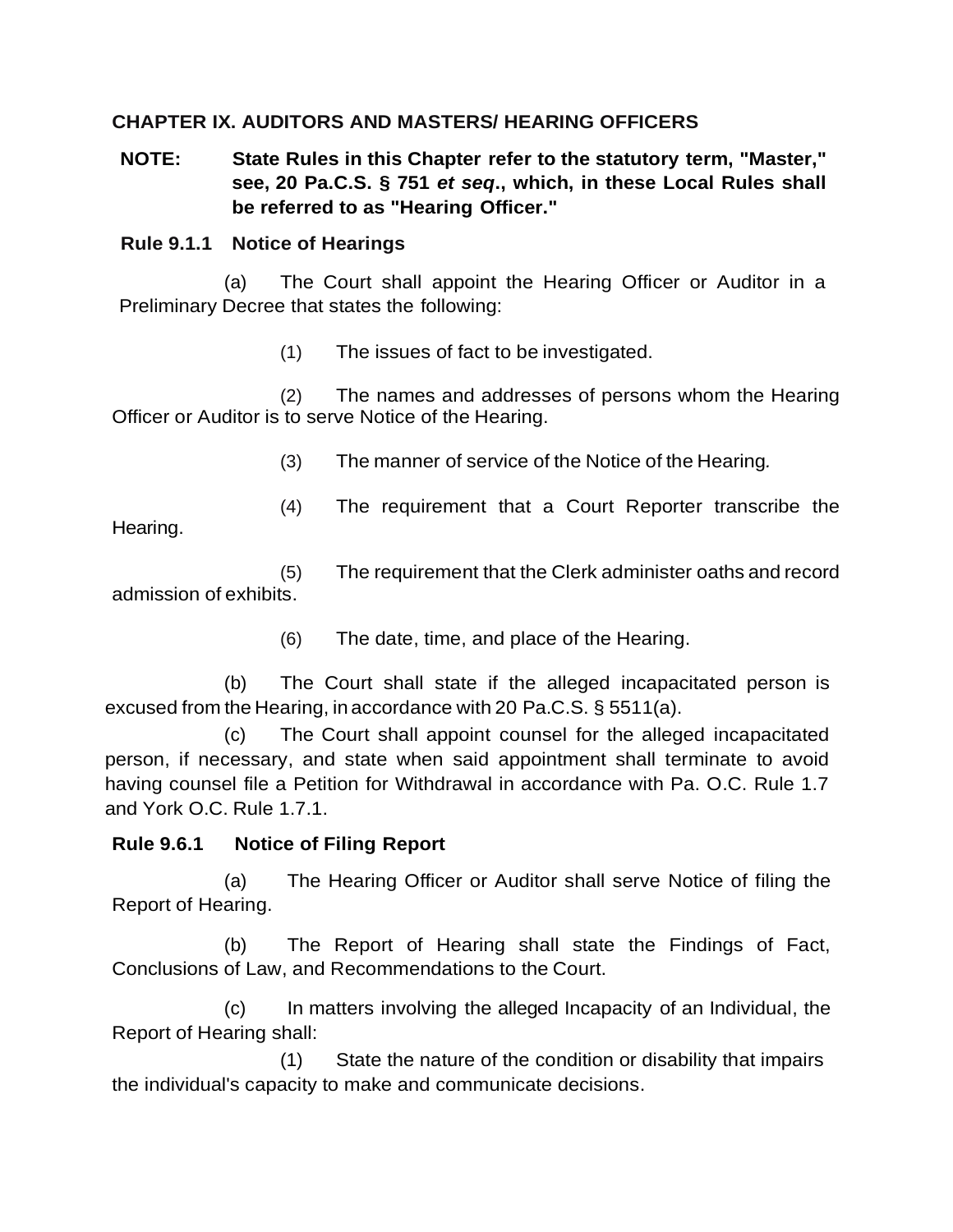## CHAPTER IX. AUDITORS AND MASTERS/ HEARING OFFICERS

**NOTE: State Rules in this Chapter refer to the statutory term, "Master," see, 20 Pa.C.S. § 751 *et seq*., which, in these Local Rules shall be referred to as "Hearing Officer."**

### Rule 9.1.1 Notice of Hearings

(a) The Court shall appoint the Hearing Officer or Auditor in a Preliminary Decree that states the following:

(1) The issues of fact to be investigated.

(2) The names and addresses of persons whom the Hearing Officer or Auditor is to serve Notice of the Hearing.

(3) The manner of service of the Notice of the Hearing.

(4) The requirement that a Court Reporter transcribe the Hearing.

(5) The requirement that the Clerk administer oaths and record admission of exhibits.

(6) The date, time, and place of the Hearing.

(b) The Court shall state if the alleged incapacitated person is excused from the Hearing, in accordance with 20 Pa.C.S. § 5511(a).

(c) The Court shall appoint counsel for the alleged incapacitated person, if necessary, and state when said appointment shall terminate to avoid having counsel file a Petition for Withdrawal in accordance with Pa. O.C. Rule 1.7 and York O.C. Rule 1.7.1.

### Rule 9.6.1 Notice of Filing Report

(a) The Hearing Officer or Auditor shall serve Notice of filing the Report of Hearing.

(b) The Report of Hearing shall state the Findings of Fact, Conclusions of Law, and Recommendations to the Court.

(c) In matters involving the alleged Incapacity of an Individual, the Report of Hearing shall:

(1) State the nature of the condition or disability that impairs the individual's capacity to make and communicate decisions.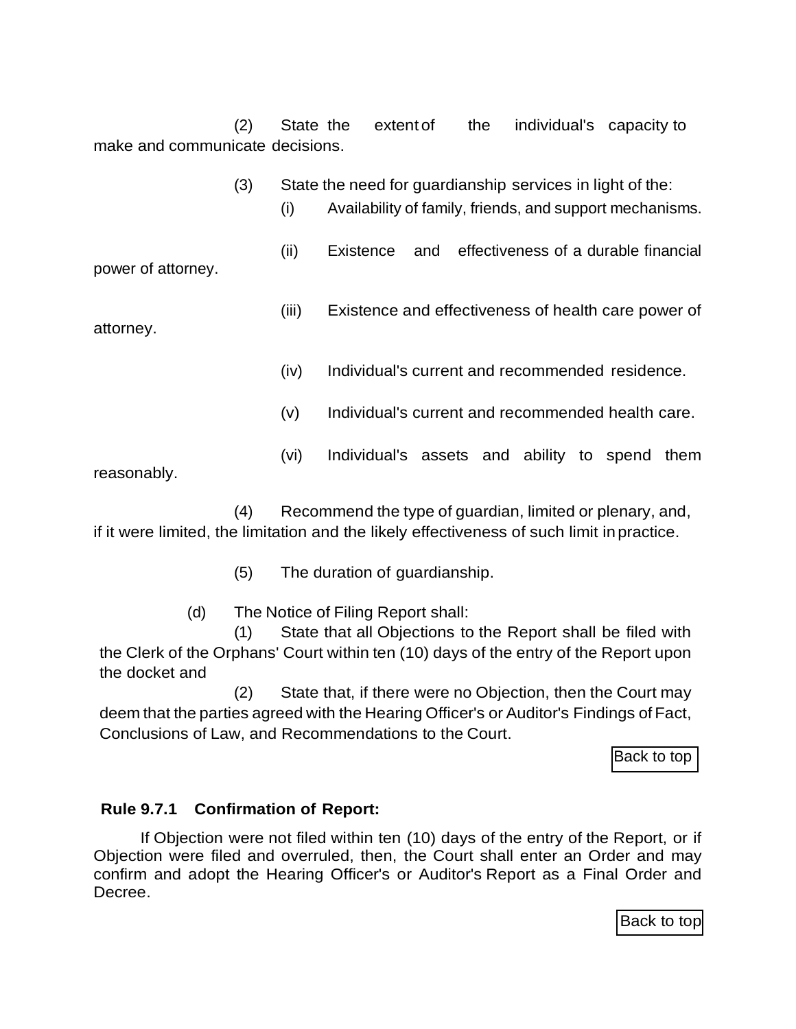(2) State the extent of the individual's capacity to make and communicate decisions.

(3) State the need for guardianship services in light of the:

(i) Availability of family, friends, and support mechanisms.

(ii) Existence and effectiveness of a durable financial power of attorney.

(iii) Existence and effectiveness of health care power of attorney.

(iv) Individual's current and recommended residence.

(v) Individual's current and recommended health care.

(vi) Individual's assets and ability to spend them reasonably.

(4) Recommend the type of guardian, limited or plenary, and, if it were limited, the limitation and the likely effectiveness of such limit in practice.

(5) The duration of guardianship.

(d) The Notice of Filing Report shall:

(1) State that all Objections to the Report shall be filed with the Clerk of the Orphans' Court within ten (10) days of the entry of the Report upon the docket and

(2) State that, if there were no Objection, then the Court may deem that the parties agreed with the Hearing Officer's or Auditor's Findings of Fact, Conclusions of Law, and Recommendations to the Court.

Back to top

**Rule 9.7.1 Confirmation of Report:**

If Objection were not filed within ten (10) days of the entry of the Report, or if Objection were filed and overruled, then, the Court shall enter an Order and may confirm and adopt the Hearing Officer's or Auditor's Report as a Final Order and Decree.

Back to top